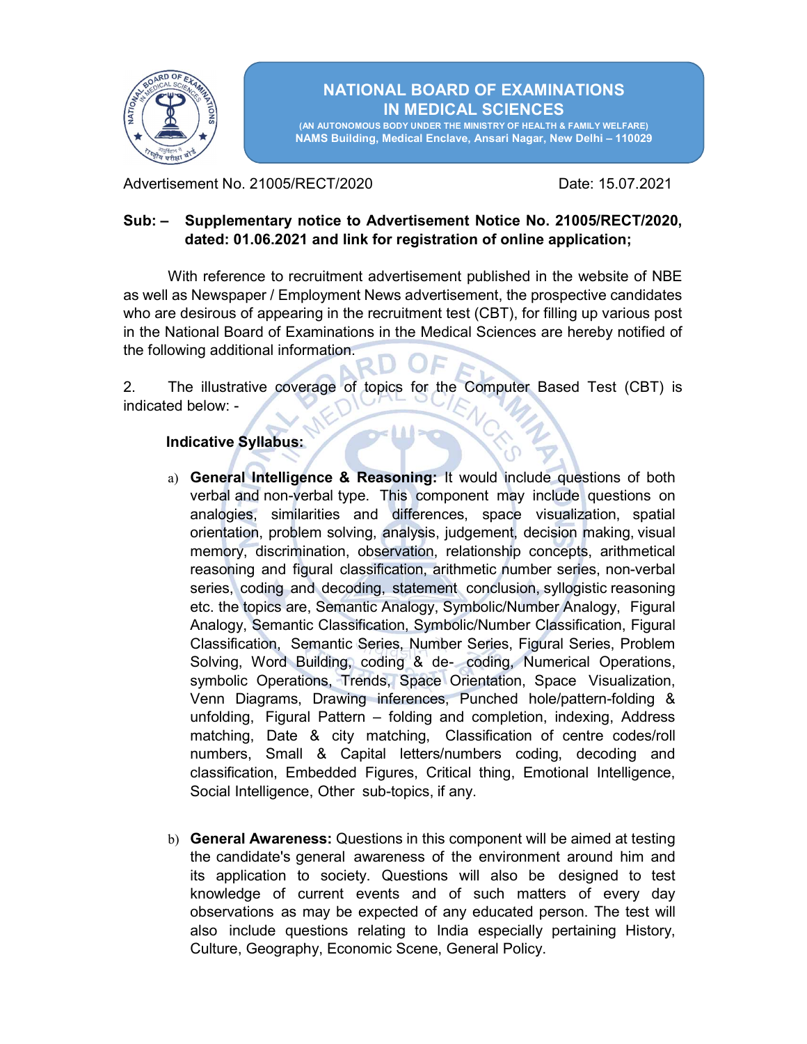# NATIONAL BOARD OF EXAMINATIONS IN MEDICAL SCIENCES

(AN AUTONOMOUS BODY UNDER THE MINISTRY OF HEALTH & FAMILY WELFARE)
NAMS Building, Medical Enclave, Ansari Nagar, New Delhi – 110029

Advertisement No. 21005/RECT/2020 Date: 15.07.2021

**Sub: – Supplementary notice to Advertisement Notice No. 21005/RECT/2020, dated: 01.06.2021 and link for registration of online application;**

With reference to recruitment advertisement published in the website of NBE as well as Newspaper / Employment News advertisement, the prospective candidates who are desirous of appearing in the recruitment test (CBT), for filling up various post in the National Board of Examinations in the Medical Sciences are hereby notified of the following additional information.

2. The illustrative coverage of topics for the Computer Based Test (CBT) is indicated below: -

**Indicative Syllabus:**

a) **General Intelligence & Reasoning:** It would include questions of both verbal and non-verbal type. This component may include questions on analogies, similarities and differences, space visualization, spatial orientation, problem solving, analysis, judgement, decision making, visual memory, discrimination, observation, relationship concepts, arithmetical reasoning and figural classification, arithmetic number series, non-verbal series, coding and decoding, statement conclusion, syllogistic reasoning etc. the topics are, Semantic Analogy, Symbolic/Number Analogy, Figural Analogy, Semantic Classification, Symbolic/Number Classification, Figural Classification, Semantic Series, Number Series, Figural Series, Problem Solving, Word Building, coding & de- coding, Numerical Operations, symbolic Operations, Trends, Space Orientation, Space Visualization, Venn Diagrams, Drawing inferences, Punched hole/pattern-folding & unfolding, Figural Pattern – folding and completion, indexing, Address matching, Date & city matching, Classification of centre codes/roll numbers, Small & Capital letters/numbers coding, decoding and classification, Embedded Figures, Critical thing, Emotional Intelligence, Social Intelligence, Other sub-topics, if any.

b) **General Awareness:** Questions in this component will be aimed at testing the candidate's general awareness of the environment around him and its application to society. Questions will also be designed to test knowledge of current events and of such matters of every day observations as may be expected of any educated person. The test will also include questions relating to India especially pertaining History, Culture, Geography, Economic Scene, General Policy.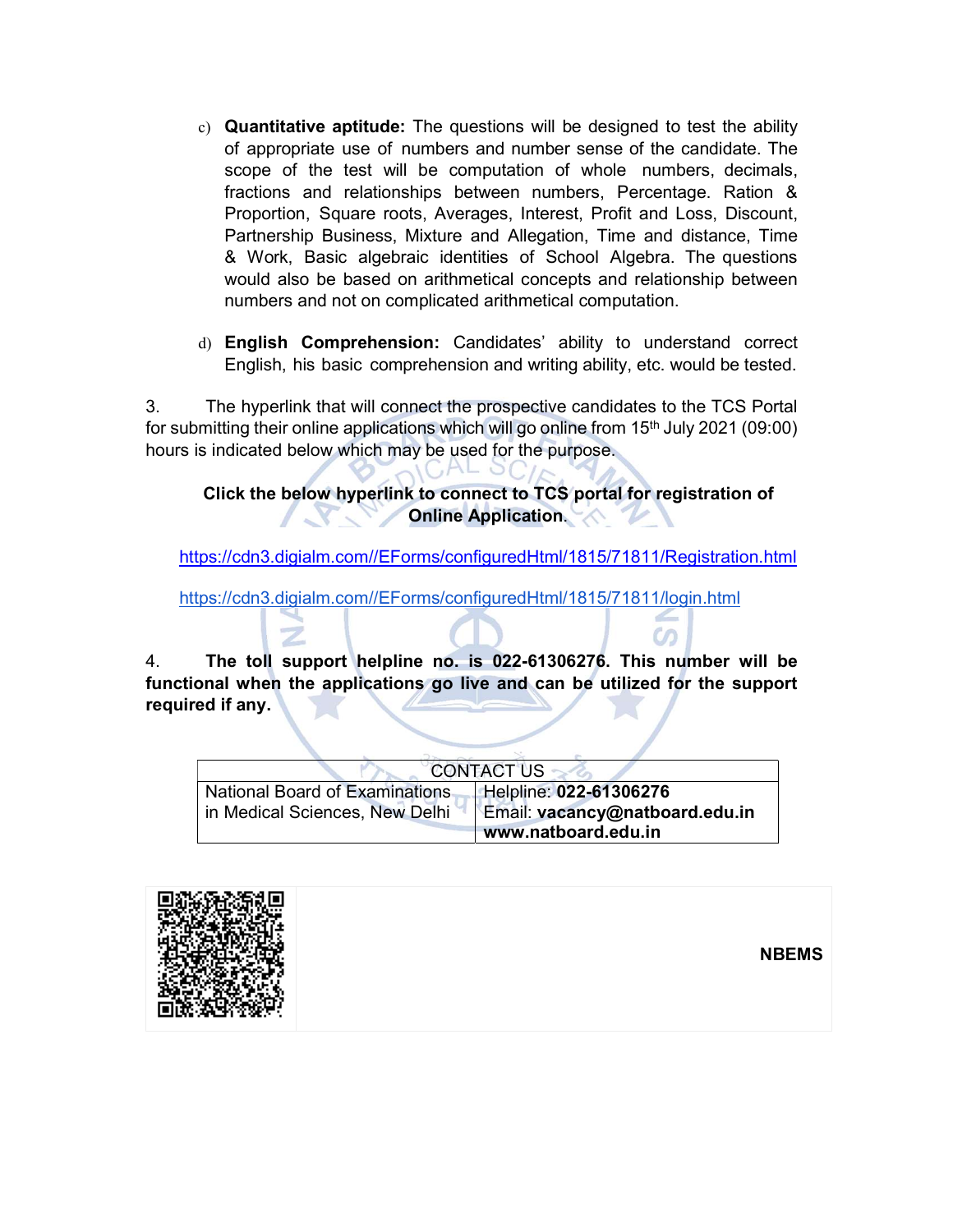c) **Quantitative aptitude:** The questions will be designed to test the ability of appropriate use of numbers and number sense of the candidate. The scope of the test will be computation of whole numbers, decimals, fractions and relationships between numbers, Percentage. Ration & Proportion, Square roots, Averages, Interest, Profit and Loss, Discount, Partnership Business, Mixture and Allegation, Time and distance, Time & Work, Basic algebraic identities of School Algebra. The questions would also be based on arithmetical concepts and relationship between numbers and not on complicated arithmetical computation.

d) **English Comprehension:** Candidates' ability to understand correct English, his basic comprehension and writing ability, etc. would be tested.

3. The hyperlink that will connect the prospective candidates to the TCS Portal for submitting their online applications which will go online from 15th July 2021 (09:00) hours is indicated below which may be used for the purpose.

**Click the below hyperlink to connect to TCS portal for registration of Online Application.**

https://cdn3.digialm.com//EForms/configuredHtml/1815/71811/Registration.html

https://cdn3.digialm.com//EForms/configuredHtml/1815/71811/login.html

4. **The toll support helpline no. is 022-61306276. This number will be functional when the applications go live and can be utilized for the support required if any.**

| CONTACT US | |
|---|---|
| National Board of Examinations in Medical Sciences, New Delhi | Helpline: **022-61306276**<br>Email: **vacancy@natboard.edu.in**<br>**www.natboard.edu.in** |

**NBEMS**